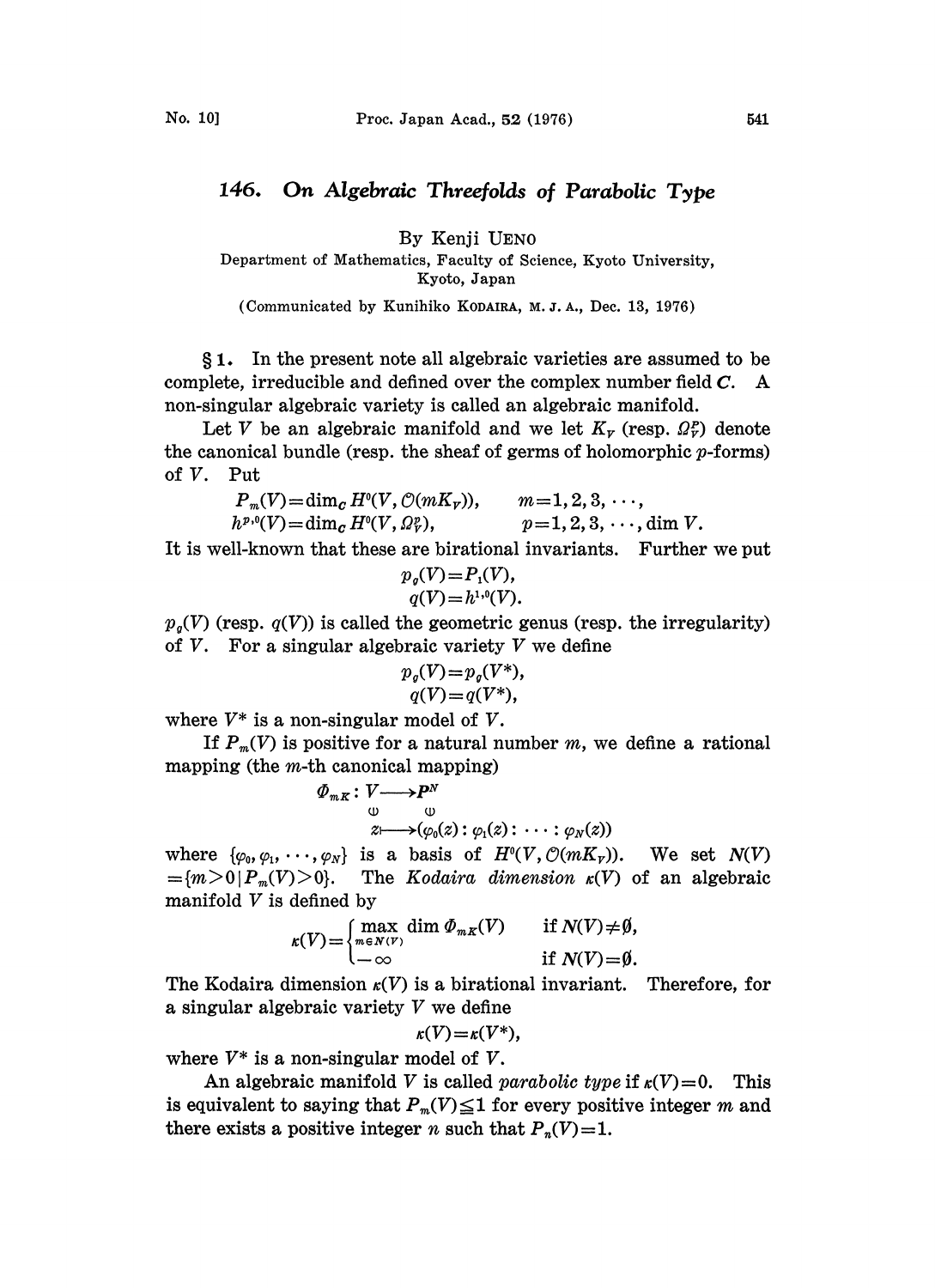# 146. On Algebraic Threefolds of Parabolic Type

By Kenji UENO

Department of Mathematics, Faculty of Science, Kyoto University, Kyoto, Japan

(Communicated by Kunihiko KODAIRA, M. J. A., Dec. 13, 1976)

§1. In the present note all algebraic varieties are assumed to be complete, irreducible and defined over the complex number field $\boldsymbol{C}$. A non-singular algebraic variety is called an algebraic manifold.

Let $V$ be an algebraic manifold and we let $K_V$ (resp. $\Omega_V^p$) denote the canonical bundle (resp. the sheaf of germs of holomorphic $p$-forms) of $V$. Put

$$P_m(V)=\dim_{\boldsymbol{C}} H^0(V, \mathcal{O}(mK_V)), \qquad m=1,2,3,\cdots,$$
$$h^{p,0}(V)=\dim_{\boldsymbol{C}} H^0(V, \Omega_V^p), \qquad p=1,2,3,\cdots,\dim V.$$

It is well-known that these are birational invariants. Further we put

$$p_g(V)=P_1(V),$$
$$q(V)=h^{1,0}(V).$$

$p_g(V)$ (resp. $q(V)$) is called the geometric genus (resp. the irregularity) of $V$. For a singular algebraic variety $V$ we define

$$p_g(V)=p_g(V^*),$$
$$q(V)=q(V^*),$$

where $V^*$ is a non-singular model of $V$.

If $P_m(V)$ is positive for a natural number $m$, we define a rational mapping (the $m$-th canonical mapping)

$$\begin{array}{rccl} \Phi_{mK}: & V & \longrightarrow & \boldsymbol{P}^N \\ & \rotatebox{90}{$\in$} & & \rotatebox{90}{$\in$} \\ & z & \longmapsto & (\varphi_0(z):\varphi_1(z):\cdots:\varphi_N(z)) \end{array}$$

where $\{\varphi_0, \varphi_1, \cdots, \varphi_N\}$ is a basis of $H^0(V, \mathcal{O}(mK_V))$. We set $N(V)=\{m>0 \mid P_m(V)>0\}$. The *Kodaira dimension* $\kappa(V)$ of an algebraic manifold $V$ is defined by

$$\kappa(V)=\begin{cases} \max_{m\in N(V)} \dim \Phi_{mK}(V) & \text{if } N(V)\neq\emptyset, \\ -\infty & \text{if } N(V)=\emptyset. \end{cases}$$

The Kodaira dimension $\kappa(V)$ is a birational invariant. Therefore, for a singular algebraic variety $V$ we define

$$\kappa(V)=\kappa(V^*),$$

where $V^*$ is a non-singular model of $V$.

An algebraic manifold $V$ is called *parabolic type* if $\kappa(V)=0$. This is equivalent to saying that $P_m(V)\leqq 1$ for every positive integer $m$ and there exists a positive integer $n$ such that $P_n(V)=1$.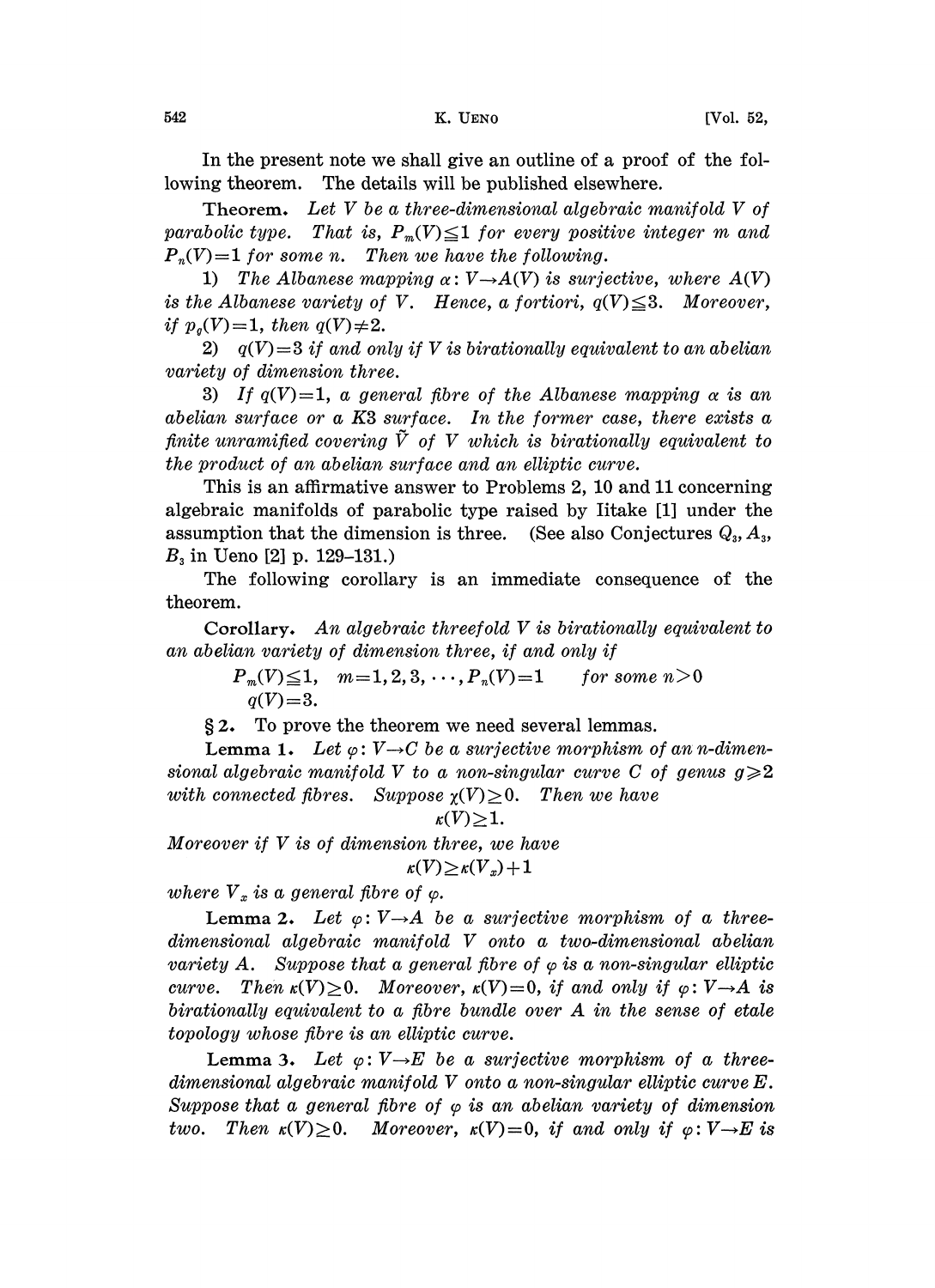In the present note we shall give an outline of a proof of the following theorem. The details will be published elsewhere.

**Theorem.** *Let $V$ be a three-dimensional algebraic manifold $V$ of parabolic type. That is, $P_m(V) \leqq 1$ for every positive integer $m$ and $P_n(V)=1$ for some $n$. Then we have the following.*

1) *The Albanese mapping $\alpha: V \to A(V)$ is surjective, where $A(V)$ is the Albanese variety of $V$. Hence, a fortiori, $q(V) \leqq 3$. Moreover, if $p_g(V)=1$, then $q(V) \neq 2$.*

2) *$q(V)=3$ if and only if $V$ is birationally equivalent to an abelian variety of dimension three.*

3) *If $q(V)=1$, a general fibre of the Albanese mapping $\alpha$ is an abelian surface or a K3 surface. In the former case, there exists a finite unramified covering $\tilde{V}$ of $V$ which is birationally equivalent to the product of an abelian surface and an elliptic curve.*

This is an affirmative answer to Problems 2, 10 and 11 concerning algebraic manifolds of parabolic type raised by Iitake [1] under the assumption that the dimension is three. (See also Conjectures $Q_3$, $A_3$, $B_3$ in Ueno [2] p. 129–131.)

The following corollary is an immediate consequence of the theorem.

**Corollary.** *An algebraic threefold $V$ is birationally equivalent to an abelian variety of dimension three, if and only if*

$$P_m(V) \leqq 1, \quad m=1,2,3,\cdots, P_n(V)=1 \qquad \text{for some } n>0$$
$$q(V)=3.$$

**§ 2.** To prove the theorem we need several lemmas.

**Lemma 1.** *Let $\varphi: V \to C$ be a surjective morphism of an $n$-dimensional algebraic manifold $V$ to a non-singular curve $C$ of genus $g \geqslant 2$ with connected fibres. Suppose $\chi(V) \geq 0$. Then we have*

$$\kappa(V) \geq 1.$$

*Moreover if $V$ is of dimension three, we have*

$$\kappa(V) \geq \kappa(V_x)+1$$

*where $V_x$ is a general fibre of $\varphi$.*

**Lemma 2.** *Let $\varphi: V \to A$ be a surjective morphism of a three-dimensional algebraic manifold $V$ onto a two-dimensional abelian variety $A$. Suppose that a general fibre of $\varphi$ is a non-singular elliptic curve. Then $\kappa(V) \geq 0$. Moreover, $\kappa(V)=0$, if and only if $\varphi: V \to A$ is birationally equivalent to a fibre bundle over $A$ in the sense of etale topology whose fibre is an elliptic curve.*

**Lemma 3.** *Let $\varphi: V \to E$ be a surjective morphism of a three-dimensional algebraic manifold $V$ onto a non-singular elliptic curve $E$. Suppose that a general fibre of $\varphi$ is an abelian variety of dimension two. Then $\kappa(V) \geq 0$. Moreover, $\kappa(V)=0$, if and only if $\varphi: V \to E$ is*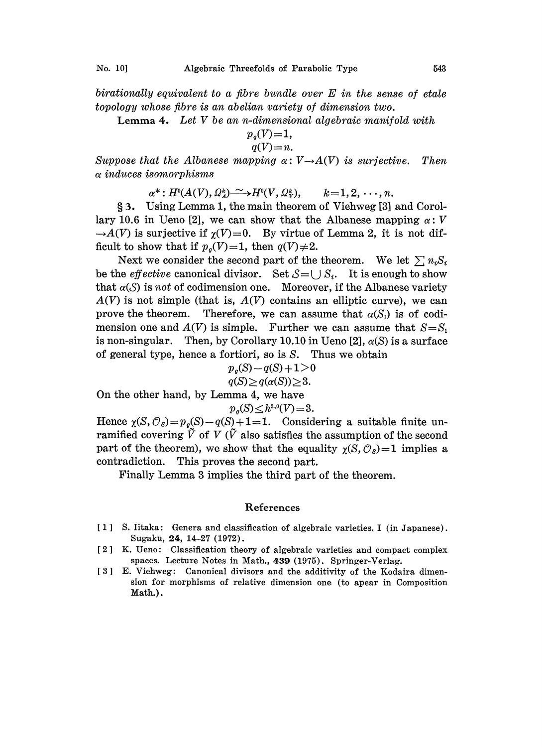*birationally equivalent to a fibre bundle over $E$ in the sense of etale topology whose fibre is an abelian variety of dimension two.*

**Lemma 4.** *Let $V$ be an $n$-dimensional algebraic manifold with*

$$p_g(V)=1,$$
$$q(V)=n.$$

*Suppose that the Albanese mapping $\alpha\colon V\to A(V)$ is surjective. Then $\alpha$ induces isomorphisms*

$$\alpha^*\colon H^0(A(V),\Omega^k_A)\xrightarrow{\sim} H^0(V,\Omega^k_V),\qquad k=1,2,\cdots,n.$$

**§ 3.** Using Lemma 1, the main theorem of Viehweg [3] and Corollary 10.6 in Ueno [2], we can show that the Albanese mapping $\alpha\colon V\to A(V)$ is surjective if $\chi(V)=0$. By virtue of Lemma 2, it is not difficult to show that if $p_g(V)=1$, then $q(V)\neq 2$.

Next we consider the second part of the theorem. We let $\sum n_i S_i$ be the *effective* canonical divisor. Set $\mathcal{S}=\bigcup S_i$. It is enough to show that $\alpha(\mathcal{S})$ is *not* of codimension one. Moreover, if the Albanese variety $A(V)$ is not simple (that is, $A(V)$ contains an elliptic curve), we can prove the theorem. Therefore, we can assume that $\alpha(S_1)$ is of codimension one and $A(V)$ is simple. Further we can assume that $S=S_1$ is non-singular. Then, by Corollary 10.10 in Ueno [2], $\alpha(S)$ is a surface of general type, hence a fortiori, so is $S$. Thus we obtain

$$p_g(S)-q(S)+1>0$$
$$q(S)\geq q(\alpha(S))\geq 3.$$

On the other hand, by Lemma 4, we have

$$p_g(S)\leq h^{2,0}(V)=3.$$

Hence $\chi(S,\mathcal{O}_S)=p_g(S)-q(S)+1=1$. Considering a suitable finite unramified covering $\tilde{V}$ of $V$ ($\tilde{V}$ also satisfies the assumption of the second part of the theorem), we show that the equality $\chi(S,\mathcal{O}_S)=1$ implies a contradiction. This proves the second part.

Finally Lemma 3 implies the third part of the theorem.

## References

[1] S. Iitaka: Genera and classification of algebraic varieties. I (in Japanese). Sugaku, **24**, 14–27 (1972).

[2] K. Ueno: Classification theory of algebraic varieties and compact complex spaces. Lecture Notes in Math., **439** (1975). Springer-Verlag.

[3] E. Viehweg: Canonical divisors and the additivity of the Kodaira dimension for morphisms of relative dimension one (to apear in Composition Math.).